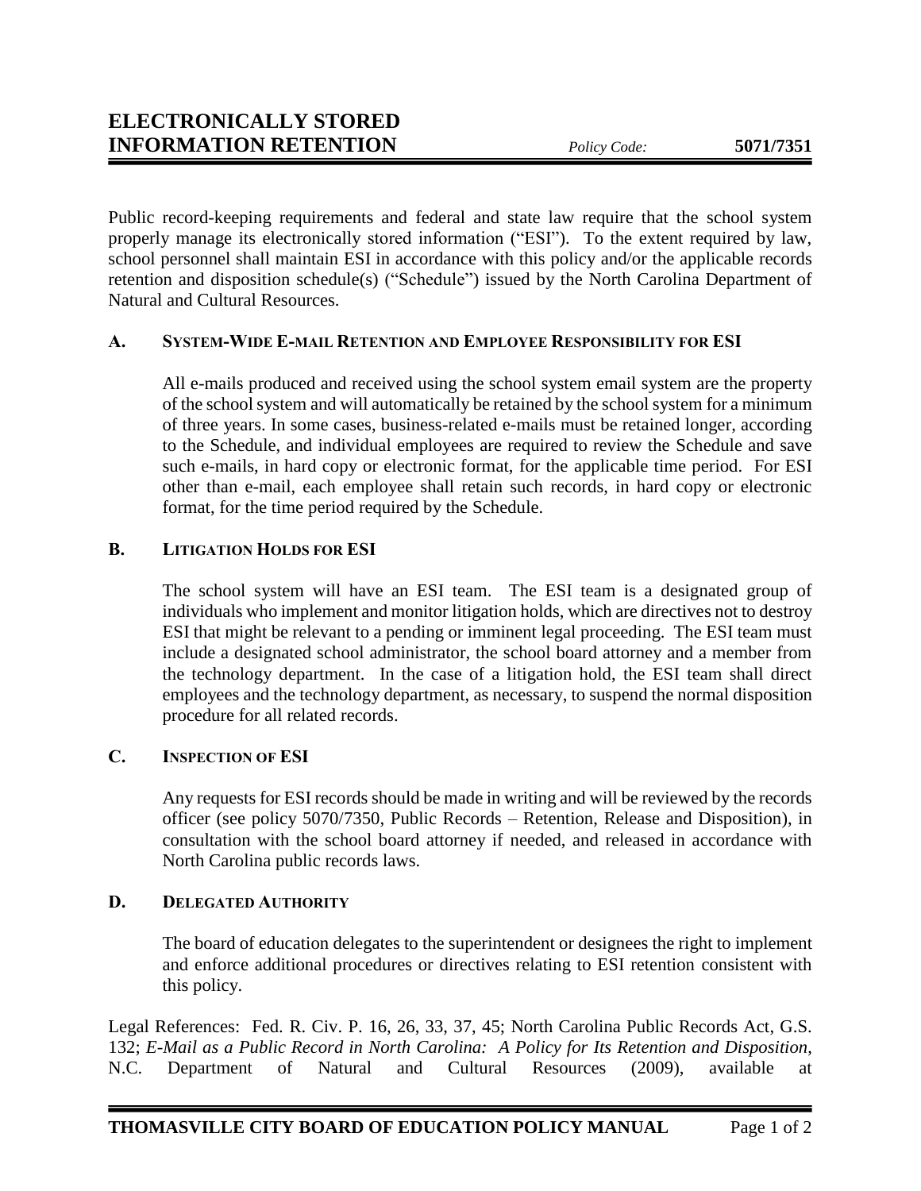# ELECTRONICALLY STORED INFORMATION RETENTION

*Policy Code:* **5071/7351**

Public record-keeping requirements and federal and state law require that the school system properly manage its electronically stored information ("ESI"). To the extent required by law, school personnel shall maintain ESI in accordance with this policy and/or the applicable records retention and disposition schedule(s) ("Schedule") issued by the North Carolina Department of Natural and Cultural Resources.

## A. System-Wide E-mail Retention and Employee Responsibility for ESI

All e-mails produced and received using the school system email system are the property of the school system and will automatically be retained by the school system for a minimum of three years. In some cases, business-related e-mails must be retained longer, according to the Schedule, and individual employees are required to review the Schedule and save such e-mails, in hard copy or electronic format, for the applicable time period. For ESI other than e-mail, each employee shall retain such records, in hard copy or electronic format, for the time period required by the Schedule.

## B. Litigation Holds for ESI

The school system will have an ESI team. The ESI team is a designated group of individuals who implement and monitor litigation holds, which are directives not to destroy ESI that might be relevant to a pending or imminent legal proceeding. The ESI team must include a designated school administrator, the school board attorney and a member from the technology department. In the case of a litigation hold, the ESI team shall direct employees and the technology department, as necessary, to suspend the normal disposition procedure for all related records.

## C. Inspection of ESI

Any requests for ESI records should be made in writing and will be reviewed by the records officer (see policy 5070/7350, Public Records – Retention, Release and Disposition), in consultation with the school board attorney if needed, and released in accordance with North Carolina public records laws.

## D. Delegated Authority

The board of education delegates to the superintendent or designees the right to implement and enforce additional procedures or directives relating to ESI retention consistent with this policy.

Legal References: Fed. R. Civ. P. 16, 26, 33, 37, 45; North Carolina Public Records Act, G.S. 132; *E-Mail as a Public Record in North Carolina: A Policy for Its Retention and Disposition*, N.C. Department of Natural and Cultural Resources (2009), available at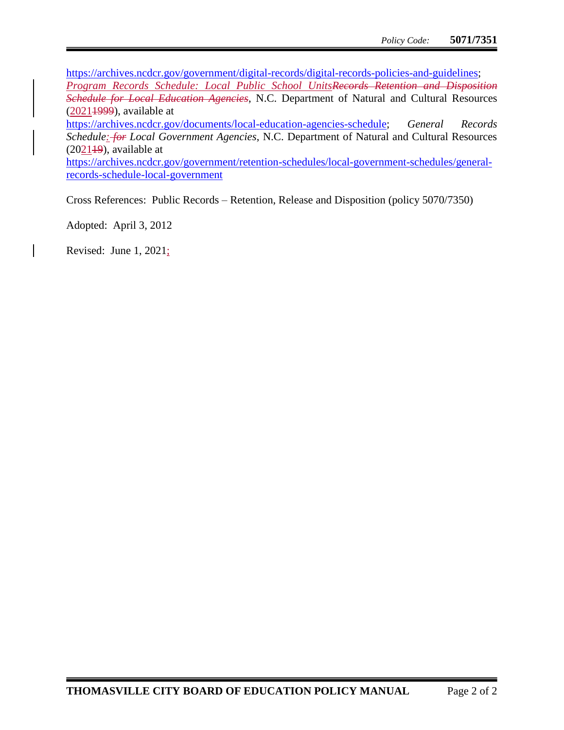https://archives.ncdcr.gov/government/digital-records/digital-records-policies-and-guidelines; *Program Records Schedule: Local Public School Units~~Records Retention and Disposition Schedule for Local Education Agencies~~*, N.C. Department of Natural and Cultural Resources (2021~~1999~~), available at https://archives.ncdcr.gov/documents/local-education-agencies-schedule; *General Records Schedule: ~~for~~ Local Government Agencies*, N.C. Department of Natural and Cultural Resources (2021~~19~~), available at https://archives.ncdcr.gov/government/retention-schedules/local-government-schedules/general-records-schedule-local-government

Cross References: Public Records – Retention, Release and Disposition (policy 5070/7350)

Adopted: April 3, 2012

Revised: June 1, 2021;